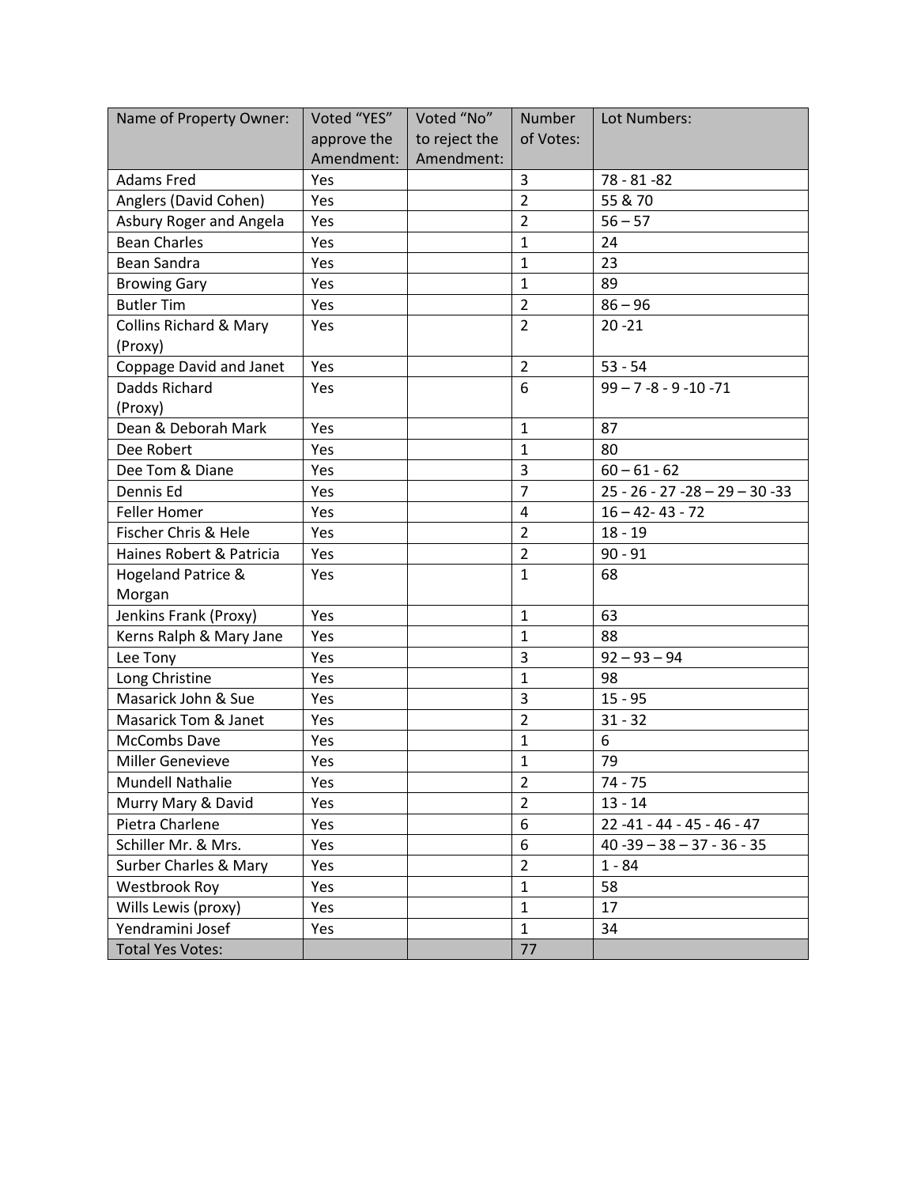| Name of Property Owner: | Voted "YES" approve the Amendment: | Voted "No" to reject the Amendment: | Number of Votes: | Lot Numbers: |
|---|---|---|---|---|
| Adams Fred | Yes | | 3 | 78 - 81 -82 |
| Anglers (David Cohen) | Yes | | 2 | 55 & 70 |
| Asbury Roger and Angela | Yes | | 2 | 56 – 57 |
| Bean Charles | Yes | | 1 | 24 |
| Bean Sandra | Yes | | 1 | 23 |
| Browing Gary | Yes | | 1 | 89 |
| Butler Tim | Yes | | 2 | 86 – 96 |
| Collins Richard & Mary (Proxy) | Yes | | 2 | 20 -21 |
| Coppage David and Janet | Yes | | 2 | 53 - 54 |
| Dadds Richard (Proxy) | Yes | | 6 | 99 – 7 -8 - 9 -10 -71 |
| Dean & Deborah Mark | Yes | | 1 | 87 |
| Dee Robert | Yes | | 1 | 80 |
| Dee Tom & Diane | Yes | | 3 | 60 – 61 - 62 |
| Dennis Ed | Yes | | 7 | 25 - 26 - 27 -28 – 29 – 30 -33 |
| Feller Homer | Yes | | 4 | 16 – 42- 43 - 72 |
| Fischer Chris & Hele | Yes | | 2 | 18 - 19 |
| Haines Robert & Patricia | Yes | | 2 | 90 - 91 |
| Hogeland Patrice & Morgan | Yes | | 1 | 68 |
| Jenkins Frank (Proxy) | Yes | | 1 | 63 |
| Kerns Ralph & Mary Jane | Yes | | 1 | 88 |
| Lee Tony | Yes | | 3 | 92 – 93 – 94 |
| Long Christine | Yes | | 1 | 98 |
| Masarick John & Sue | Yes | | 3 | 15 - 95 |
| Masarick Tom & Janet | Yes | | 2 | 31 - 32 |
| McCombs Dave | Yes | | 1 | 6 |
| Miller Genevieve | Yes | | 1 | 79 |
| Mundell Nathalie | Yes | | 2 | 74 - 75 |
| Murry Mary & David | Yes | | 2 | 13 - 14 |
| Pietra Charlene | Yes | | 6 | 22 -41 - 44 - 45 - 46 - 47 |
| Schiller Mr. & Mrs. | Yes | | 6 | 40 -39 – 38 – 37 - 36 - 35 |
| Surber Charles & Mary | Yes | | 2 | 1 - 84 |
| Westbrook Roy | Yes | | 1 | 58 |
| Wills Lewis (proxy) | Yes | | 1 | 17 |
| Yendramini Josef | Yes | | 1 | 34 |
| Total Yes Votes: | | | 77 | |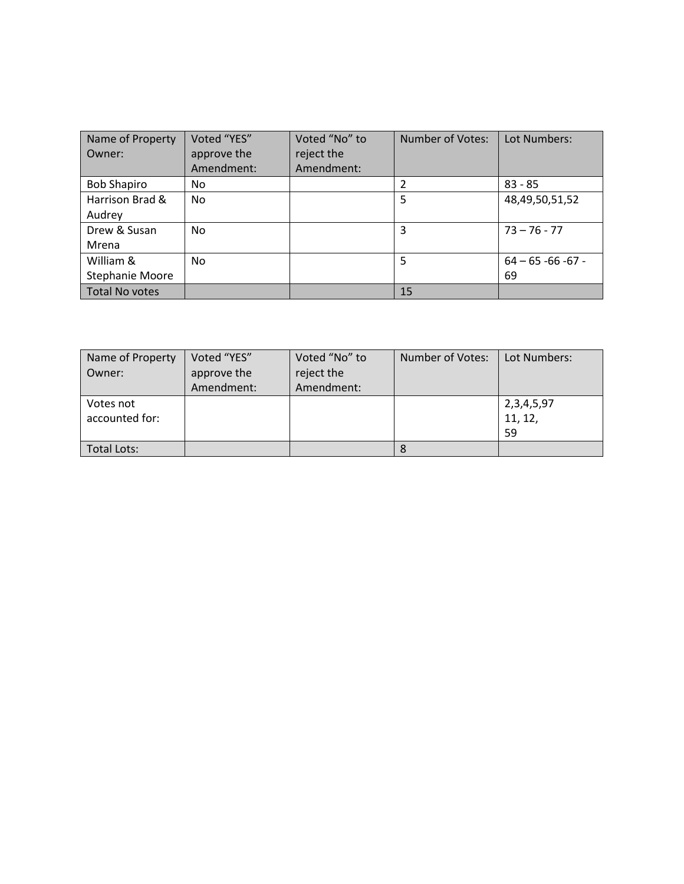| Name of Property Owner: | Voted "YES" approve the Amendment: | Voted "No" to reject the Amendment: | Number of Votes: | Lot Numbers: |
|---|---|---|---|---|
| Bob Shapiro | No | | 2 | 83 - 85 |
| Harrison Brad & Audrey | No | | 5 | 48,49,50,51,52 |
| Drew & Susan Mrena | No | | 3 | 73 – 76 - 77 |
| William & Stephanie Moore | No | | 5 | 64 – 65 -66 -67 - 69 |
| Total No votes | | | 15 | |

| Name of Property Owner: | Voted "YES" approve the Amendment: | Voted "No" to reject the Amendment: | Number of Votes: | Lot Numbers: |
|---|---|---|---|---|
| Votes not accounted for: | | | | 2,3,4,5,97 11, 12, 59 |
| Total Lots: | | | 8 | |